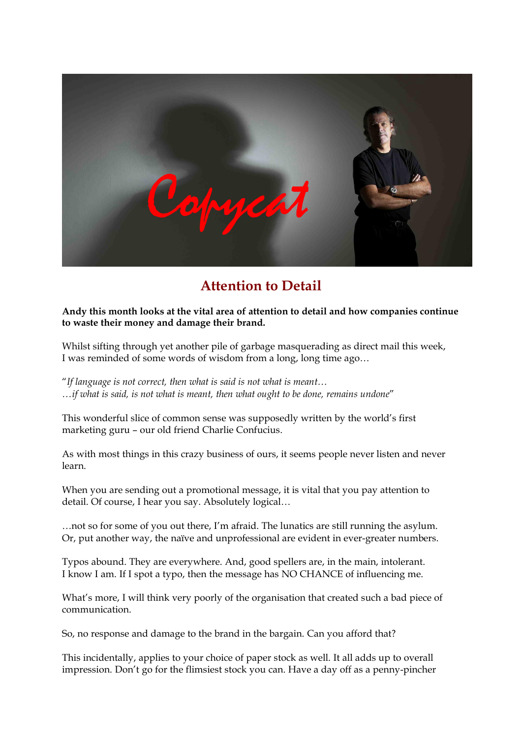# Attention to Detail

**Andy this month looks at the vital area of attention to detail and how companies continue to waste their money and damage their brand.**

Whilst sifting through yet another pile of garbage masquerading as direct mail this week, I was reminded of some words of wisdom from a long, long time ago…

"*If language is not correct, then what is said is not what is meant…*
*…if what is said, is not what is meant, then what ought to be done, remains undone*"

This wonderful slice of common sense was supposedly written by the world's first marketing guru – our old friend Charlie Confucius.

As with most things in this crazy business of ours, it seems people never listen and never learn.

When you are sending out a promotional message, it is vital that you pay attention to detail. Of course, I hear you say. Absolutely logical…

…not so for some of you out there, I'm afraid. The lunatics are still running the asylum. Or, put another way, the naïve and unprofessional are evident in ever-greater numbers.

Typos abound. They are everywhere. And, good spellers are, in the main, intolerant. I know I am. If I spot a typo, then the message has NO CHANCE of influencing me.

What's more, I will think very poorly of the organisation that created such a bad piece of communication.

So, no response and damage to the brand in the bargain. Can you afford that?

This incidentally, applies to your choice of paper stock as well. It all adds up to overall impression. Don't go for the flimsiest stock you can. Have a day off as a penny-pincher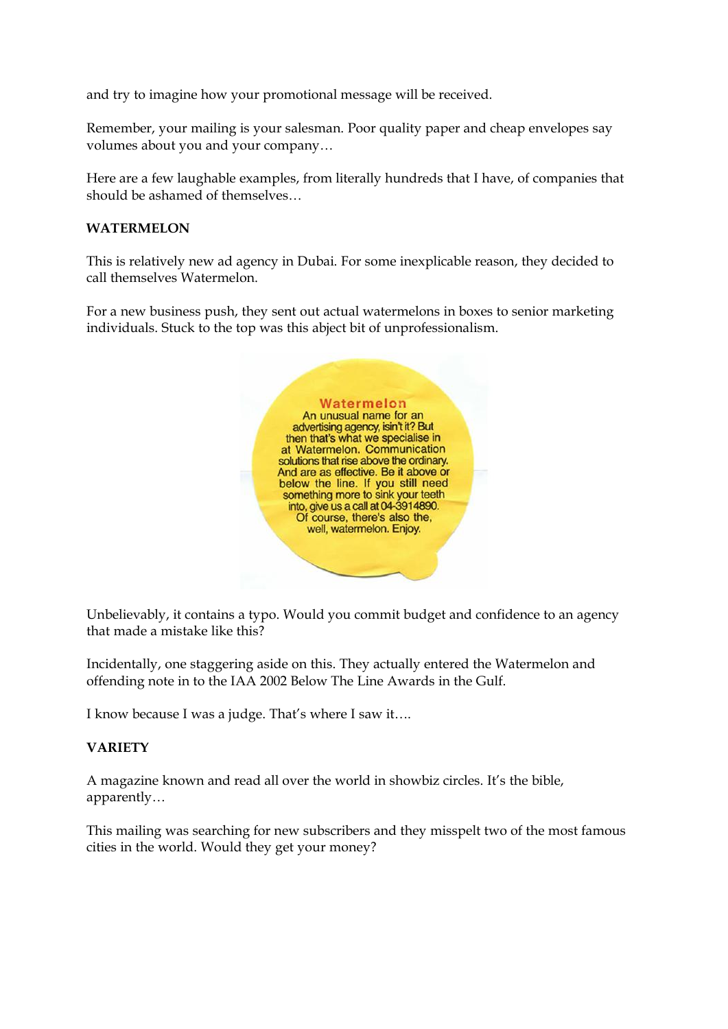and try to imagine how your promotional message will be received.

Remember, your mailing is your salesman. Poor quality paper and cheap envelopes say volumes about you and your company…

Here are a few laughable examples, from literally hundreds that I have, of companies that should be ashamed of themselves…

**WATERMELON**

This is relatively new ad agency in Dubai. For some inexplicable reason, they decided to call themselves Watermelon.

For a new business push, they sent out actual watermelons in boxes to senior marketing individuals. Stuck to the top was this abject bit of unprofessionalism.

> **Watermelon**
> An unusual name for an advertising agency, isin't it? But then that's what we specialise in at Watermelon. Communication solutions that rise above the ordinary. And are as effective. Be it above or below the line. If you still need something more to sink your teeth into, give us a call at 04-3914890. Of course, there's also the, well, watermelon. Enjoy.

Unbelievably, it contains a typo. Would you commit budget and confidence to an agency that made a mistake like this?

Incidentally, one staggering aside on this. They actually entered the Watermelon and offending note in to the IAA 2002 Below The Line Awards in the Gulf.

I know because I was a judge. That's where I saw it….

**VARIETY**

A magazine known and read all over the world in showbiz circles. It's the bible, apparently…

This mailing was searching for new subscribers and they misspelt two of the most famous cities in the world. Would they get your money?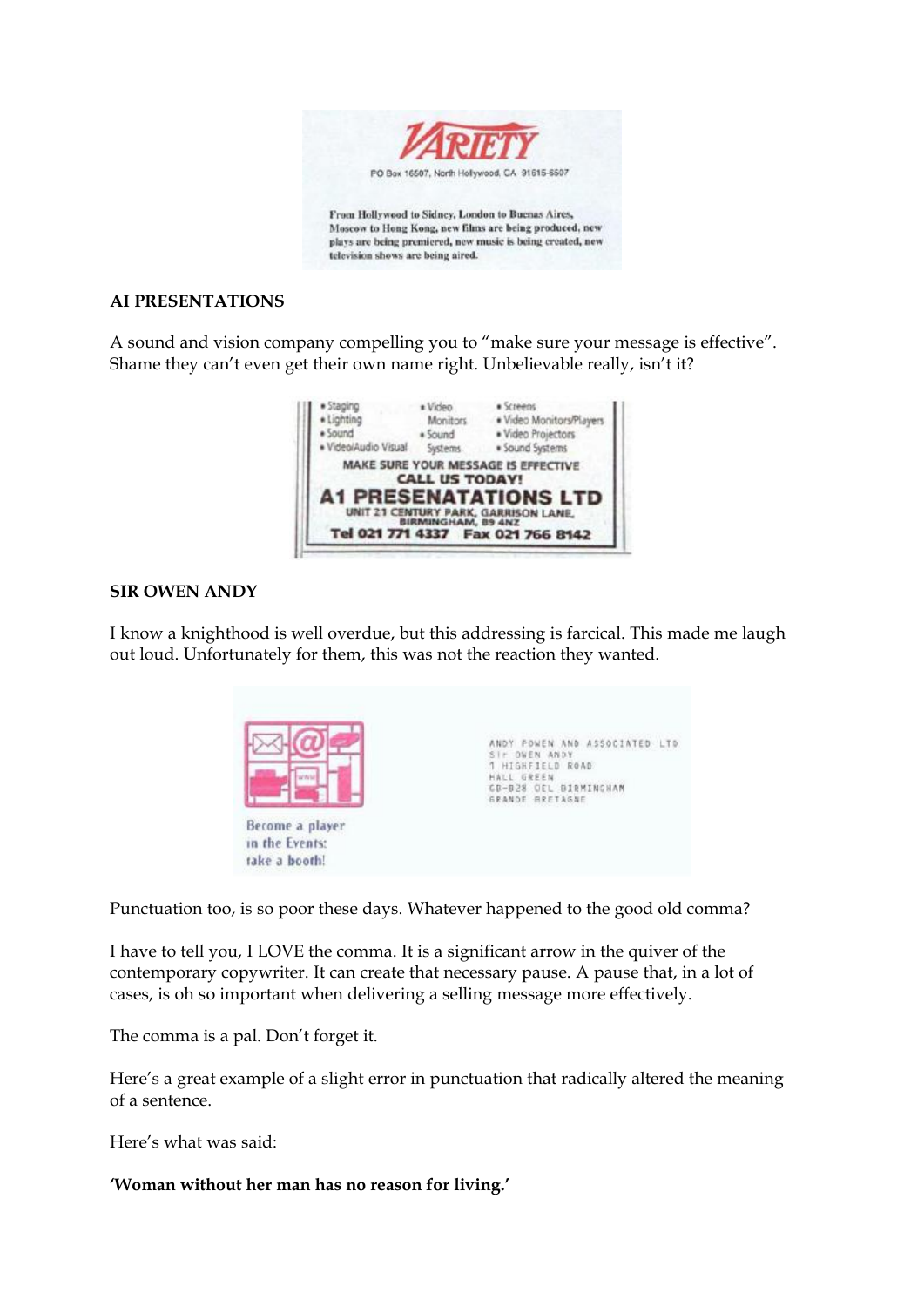VARIETY

PO Box 16507, North Hollywood, CA 91615-6507

From Hollywood to Sidney, London to Buenas Aires, Moscow to Hong Kong, new films are being produced, new plays are being premiered, new music is being created, new television shows are being aired.

**AI PRESENTATIONS**

A sound and vision company compelling you to "make sure your message is effective". Shame they can't even get their own name right. Unbelievable really, isn't it?

- Staging
- Lighting
- Sound
- Video/Audio Visual
- Video Monitors
- Sound Systems
- Screens
- Video Monitors/Players
- Video Projectors
- Sound Systems

MAKE SURE YOUR MESSAGE IS EFFECTIVE
CALL US TODAY!
A1 PRESENATATIONS LTD
UNIT 21 CENTURY PARK, GARRISON LANE, BIRMINGHAM, B9 4NZ
Tel 021 771 4337 Fax 021 766 8142

**SIR OWEN ANDY**

I know a knighthood is well overdue, but this addressing is farcical. This made me laugh out loud. Unfortunately for them, this was not the reaction they wanted.

Become a player in the Events: take a booth!

ANDY POWEN AND ASSOCIATED LTD
SIr OWEN ANDY
1 HIGHFIELD ROAD
HALL GREEN
GB-B28 OEL BIRMINGHAM
GRANDE BRETAGNE

Punctuation too, is so poor these days. Whatever happened to the good old comma?

I have to tell you, I LOVE the comma. It is a significant arrow in the quiver of the contemporary copywriter. It can create that necessary pause. A pause that, in a lot of cases, is oh so important when delivering a selling message more effectively.

The comma is a pal. Don't forget it.

Here's a great example of a slight error in punctuation that radically altered the meaning of a sentence.

Here's what was said:

**'Woman without her man has no reason for living.'**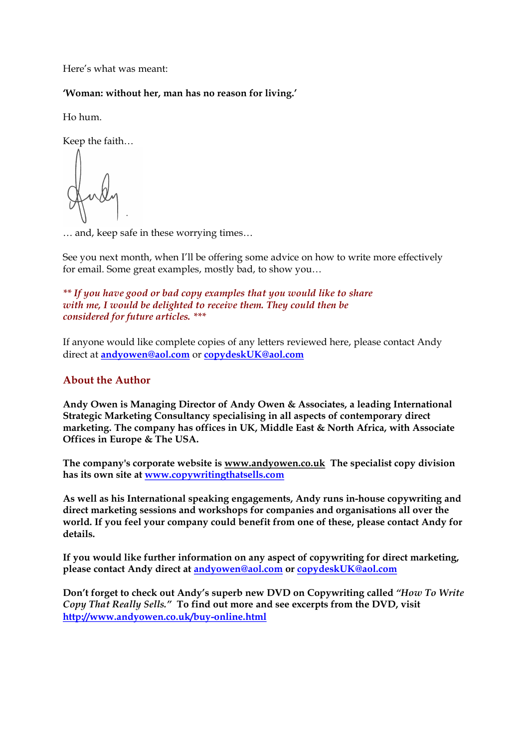Here's what was meant:

**'Woman: without her, man has no reason for living.'**

Ho hum.

Keep the faith…

… and, keep safe in these worrying times…

See you next month, when I'll be offering some advice on how to write more effectively for email. Some great examples, mostly bad, to show you…

*** If you have good or bad copy examples that you would like to share with me, I would be delighted to receive them. They could then be considered for future articles. ****

If anyone would like complete copies of any letters reviewed here, please contact Andy direct at **andyowen@aol.com** or **copydeskUK@aol.com**

## About the Author

**Andy Owen is Managing Director of Andy Owen & Associates, a leading International Strategic Marketing Consultancy specialising in all aspects of contemporary direct marketing. The company has offices in UK, Middle East & North Africa, with Associate Offices in Europe & The USA.**

**The company's corporate website is www.andyowen.co.uk The specialist copy division has its own site at www.copywritingthatsells.com**

**As well as his International speaking engagements, Andy runs in-house copywriting and direct marketing sessions and workshops for companies and organisations all over the world. If you feel your company could benefit from one of these, please contact Andy for details.**

**If you would like further information on any aspect of copywriting for direct marketing, please contact Andy direct at andyowen@aol.com or copydeskUK@aol.com**

**Don't forget to check out Andy's superb new DVD on Copywriting called *"How To Write Copy That Really Sells."* To find out more and see excerpts from the DVD, visit http://www.andyowen.co.uk/buy-online.html**